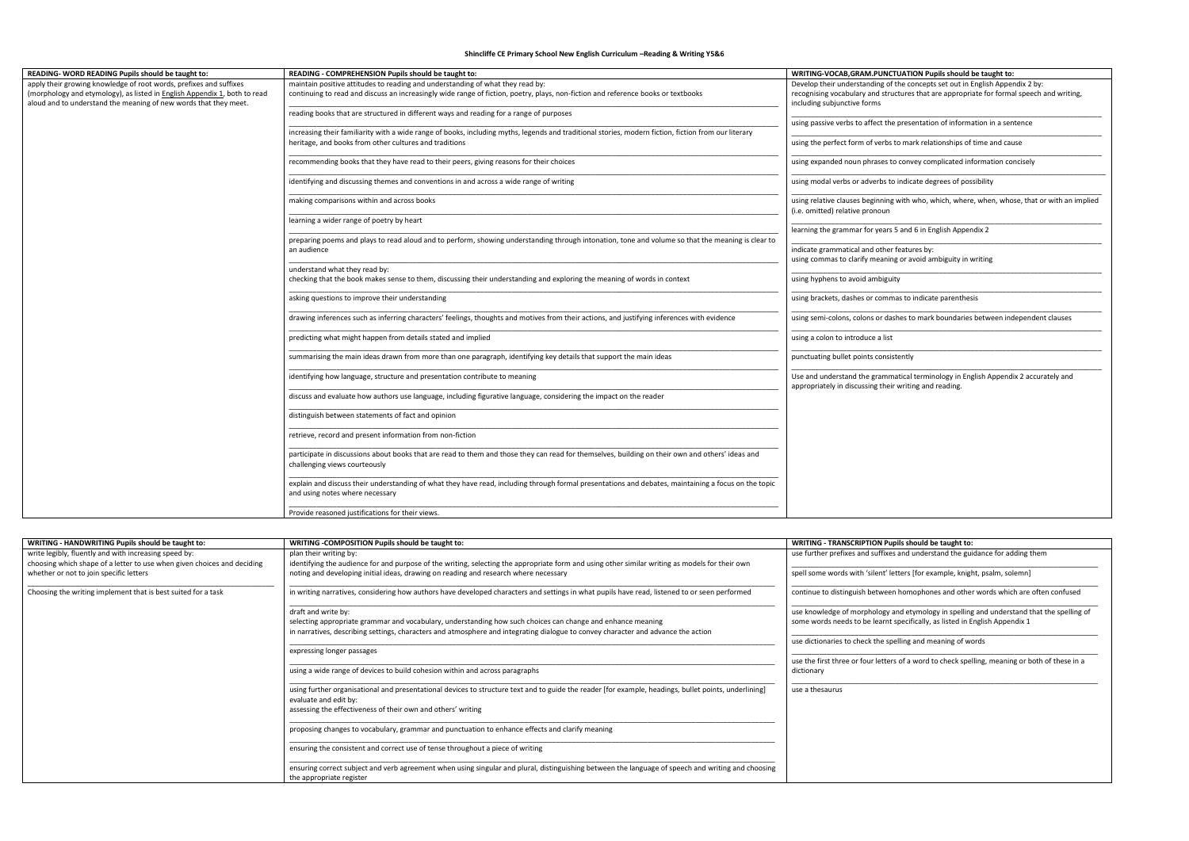**Shincliffe CE Primary School New English Curriculum –Reading & Writing Y5&6**

| READING- WORD READING Pupils should be taught to: | READING - COMPREHENSION Pupils should be taught to: | WRITING-VOCAB,GRAM.PUNCTUATION Pupils should be taught to: |
|---|---|---|
| apply their growing knowledge of root words, prefixes and suffixes (morphology and etymology), as listed in English Appendix 1, both to read aloud and to understand the meaning of new words that they meet. | maintain positive attitudes to reading and understanding of what they read by:<br>continuing to read and discuss an increasingly wide range of fiction, poetry, plays, non-fiction and reference books or textbooks | Develop their understanding of the concepts set out in English Appendix 2 by:<br>recognising vocabulary and structures that are appropriate for formal speech and writing, including subjunctive forms |
| | reading books that are structured in different ways and reading for a range of purposes | using passive verbs to affect the presentation of information in a sentence |
| | increasing their familiarity with a wide range of books, including myths, legends and traditional stories, modern fiction, fiction from our literary heritage, and books from other cultures and traditions | using the perfect form of verbs to mark relationships of time and cause |
| | recommending books that they have read to their peers, giving reasons for their choices | using expanded noun phrases to convey complicated information concisely |
| | identifying and discussing themes and conventions in and across a wide range of writing | using modal verbs or adverbs to indicate degrees of possibility |
| | making comparisons within and across books | using relative clauses beginning with who, which, where, when, whose, that or with an implied (i.e. omitted) relative pronoun |
| | learning a wider range of poetry by heart | learning the grammar for years 5 and 6 in English Appendix 2 |
| | preparing poems and plays to read aloud and to perform, showing understanding through intonation, tone and volume so that the meaning is clear to an audience | indicate grammatical and other features by:<br>using commas to clarify meaning or avoid ambiguity in writing |
| | understand what they read by:<br>checking that the book makes sense to them, discussing their understanding and exploring the meaning of words in context | using hyphens to avoid ambiguity |
| | asking questions to improve their understanding | using brackets, dashes or commas to indicate parenthesis |
| | drawing inferences such as inferring characters' feelings, thoughts and motives from their actions, and justifying inferences with evidence | using semi-colons, colons or dashes to mark boundaries between independent clauses |
| | predicting what might happen from details stated and implied | using a colon to introduce a list |
| | summarising the main ideas drawn from more than one paragraph, identifying key details that support the main ideas | punctuating bullet points consistently |
| | identifying how language, structure and presentation contribute to meaning | Use and understand the grammatical terminology in English Appendix 2 accurately and appropriately in discussing their writing and reading. |
| | discuss and evaluate how authors use language, including figurative language, considering the impact on the reader | |
| | distinguish between statements of fact and opinion | |
| | retrieve, record and present information from non-fiction | |
| | participate in discussions about books that are read to them and those they can read for themselves, building on their own and others' ideas and challenging views courteously | |
| | explain and discuss their understanding of what they have read, including through formal presentations and debates, maintaining a focus on the topic and using notes where necessary | |
| | Provide reasoned justifications for their views. | |

| WRITING - HANDWRITING Pupils should be taught to: | WRITING -COMPOSITION Pupils should be taught to: | WRITING - TRANSCRIPTION Pupils should be taught to: |
|---|---|---|
| write legibly, fluently and with increasing speed by:<br>choosing which shape of a letter to use when given choices and deciding whether or not to join specific letters | plan their writing by:<br>identifying the audience for and purpose of the writing, selecting the appropriate form and using other similar writing as models for their own<br>noting and developing initial ideas, drawing on reading and research where necessary | use further prefixes and suffixes and understand the guidance for adding them |
| | | spell some words with 'silent' letters [for example, knight, psalm, solemn] |
| Choosing the writing implement that is best suited for a task | in writing narratives, considering how authors have developed characters and settings in what pupils have read, listened to or seen performed | continue to distinguish between homophones and other words which are often confused |
| | draft and write by:<br>selecting appropriate grammar and vocabulary, understanding how such choices can change and enhance meaning<br>in narratives, describing settings, characters and atmosphere and integrating dialogue to convey character and advance the action | use knowledge of morphology and etymology in spelling and understand that the spelling of some words needs to be learnt specifically, as listed in English Appendix 1 |
| | expressing longer passages | use dictionaries to check the spelling and meaning of words |
| | using a wide range of devices to build cohesion within and across paragraphs | use the first three or four letters of a word to check spelling, meaning or both of these in a dictionary |
| | using further organisational and presentational devices to structure text and to guide the reader [for example, headings, bullet points, underlining]<br>evaluate and edit by:<br>assessing the effectiveness of their own and others' writing | use a thesaurus |
| | proposing changes to vocabulary, grammar and punctuation to enhance effects and clarify meaning | |
| | ensuring the consistent and correct use of tense throughout a piece of writing | |
| | ensuring correct subject and verb agreement when using singular and plural, distinguishing between the language of speech and writing and choosing the appropriate register | |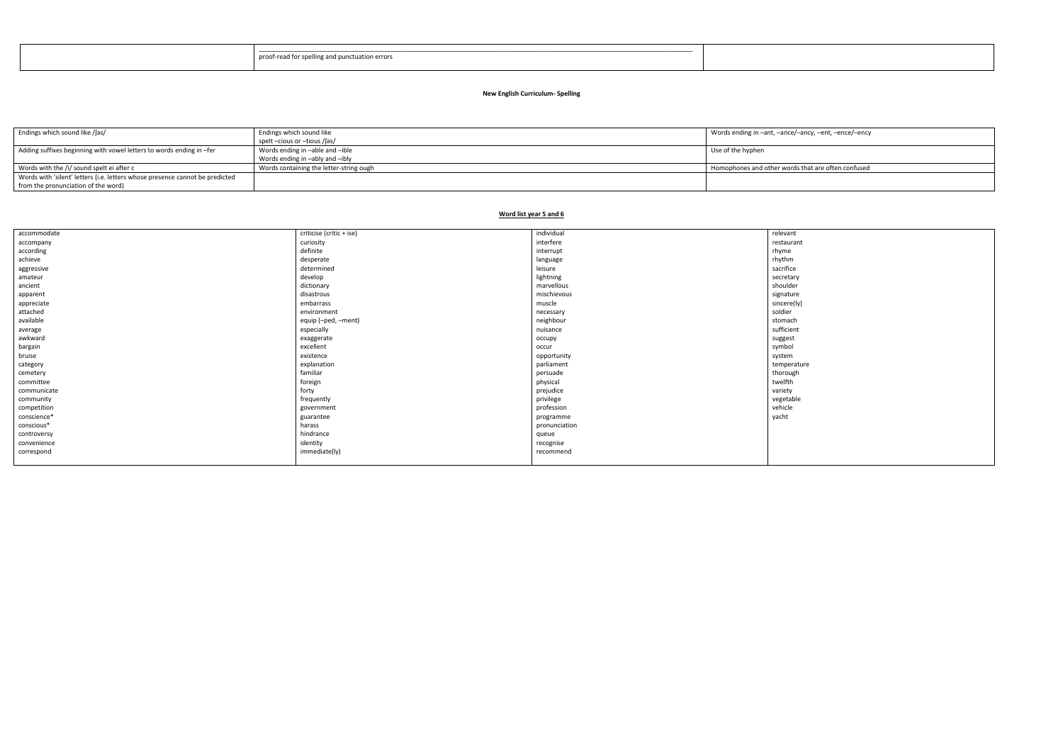| | | |
|---|---|---|
| | proof-read for spelling and punctuation errors | |

**New English Curriculum- Spelling**

| | | |
|---|---|---|
| Endings which sound like /ʃəs/ | Endings which sound like spelt –cious or –tious /ʃəs/ | Words ending in –ant, –ance/–ancy, –ent, –ence/–ency |
| Adding suffixes beginning with vowel letters to words ending in –fer | Words ending in –able and –ible<br>Words ending in –ably and –ibly | Use of the hyphen |
| Words with the /i/ sound spelt ei after c | Words containing the letter-string ough | Homophones and other words that are often confused |
| Words with 'silent' letters (i.e. letters whose presence cannot be predicted from the pronunciation of the word) | | |

**Word list year 5 and 6**

| | | | |
|---|---|---|---|
| accommodate | criticise (critic + ise) | individual | relevant |
| accompany | curiosity | interfere | restaurant |
| according | definite | interrupt | rhyme |
| achieve | desperate | language | rhythm |
| aggressive | determined | leisure | sacrifice |
| amateur | develop | lightning | secretary |
| ancient | dictionary | marvellous | shoulder |
| apparent | disastrous | mischievous | signature |
| appreciate | embarrass | muscle | sincere(ly) |
| attached | environment | necessary | soldier |
| available | equip (–ped, –ment) | neighbour | stomach |
| average | especially | nuisance | sufficient |
| awkward | exaggerate | occupy | suggest |
| bargain | excellent | occur | symbol |
| bruise | existence | opportunity | system |
| category | explanation | parliament | temperature |
| cemetery | familiar | persuade | thorough |
| committee | foreign | physical | twelfth |
| communicate | forty | prejudice | variety |
| community | frequently | privilege | vegetable |
| competition | government | profession | vehicle |
| conscience* | guarantee | programme | yacht |
| conscious* | harass | pronunciation | |
| controversy | hindrance | queue | |
| convenience | identity | recognise | |
| correspond | immediate(ly) | recommend | |